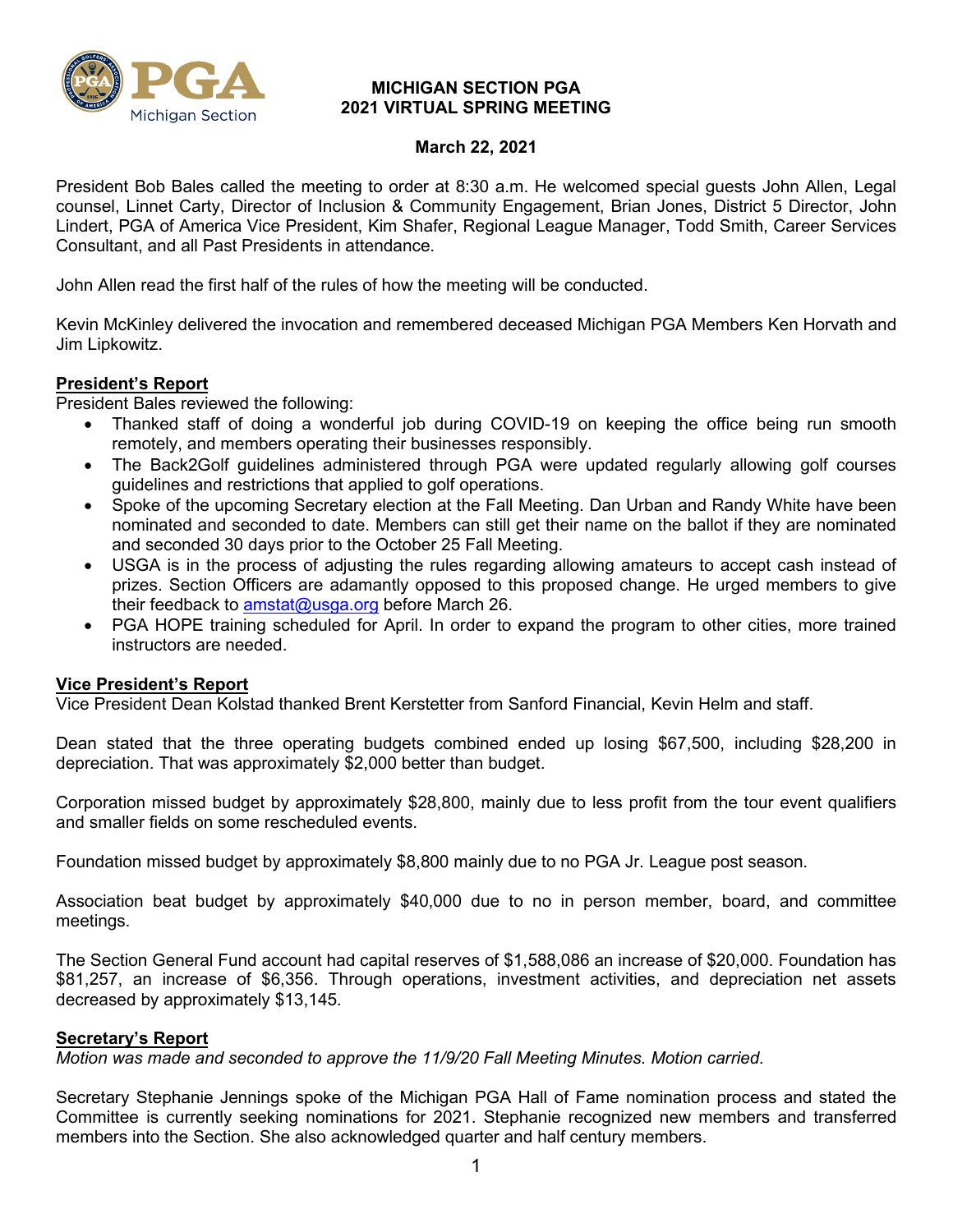# MICHIGAN SECTION PGA
## 2021 VIRTUAL SPRING MEETING

**March 22, 2021**

President Bob Bales called the meeting to order at 8:30 a.m. He welcomed special guests John Allen, Legal counsel, Linnet Carty, Director of Inclusion & Community Engagement, Brian Jones, District 5 Director, John Lindert, PGA of America Vice President, Kim Shafer, Regional League Manager, Todd Smith, Career Services Consultant, and all Past Presidents in attendance.

John Allen read the first half of the rules of how the meeting will be conducted.

Kevin McKinley delivered the invocation and remembered deceased Michigan PGA Members Ken Horvath and Jim Lipkowitz.

**President's Report**

President Bales reviewed the following:

- Thanked staff of doing a wonderful job during COVID-19 on keeping the office being run smooth remotely, and members operating their businesses responsibly.
- The Back2Golf guidelines administered through PGA were updated regularly allowing golf courses guidelines and restrictions that applied to golf operations.
- Spoke of the upcoming Secretary election at the Fall Meeting. Dan Urban and Randy White have been nominated and seconded to date. Members can still get their name on the ballot if they are nominated and seconded 30 days prior to the October 25 Fall Meeting.
- USGA is in the process of adjusting the rules regarding allowing amateurs to accept cash instead of prizes. Section Officers are adamantly opposed to this proposed change. He urged members to give their feedback to amstat@usga.org before March 26.
- PGA HOPE training scheduled for April. In order to expand the program to other cities, more trained instructors are needed.

**Vice President's Report**

Vice President Dean Kolstad thanked Brent Kerstetter from Sanford Financial, Kevin Helm and staff.

Dean stated that the three operating budgets combined ended up losing $67,500, including $28,200 in depreciation. That was approximately $2,000 better than budget.

Corporation missed budget by approximately $28,800, mainly due to less profit from the tour event qualifiers and smaller fields on some rescheduled events.

Foundation missed budget by approximately $8,800 mainly due to no PGA Jr. League post season.

Association beat budget by approximately $40,000 due to no in person member, board, and committee meetings.

The Section General Fund account had capital reserves of $1,588,086 an increase of $20,000. Foundation has $81,257, an increase of $6,356. Through operations, investment activities, and depreciation net assets decreased by approximately $13,145.

**Secretary's Report**

*Motion was made and seconded to approve the 11/9/20 Fall Meeting Minutes. Motion carried.*

Secretary Stephanie Jennings spoke of the Michigan PGA Hall of Fame nomination process and stated the Committee is currently seeking nominations for 2021. Stephanie recognized new members and transferred members into the Section. She also acknowledged quarter and half century members.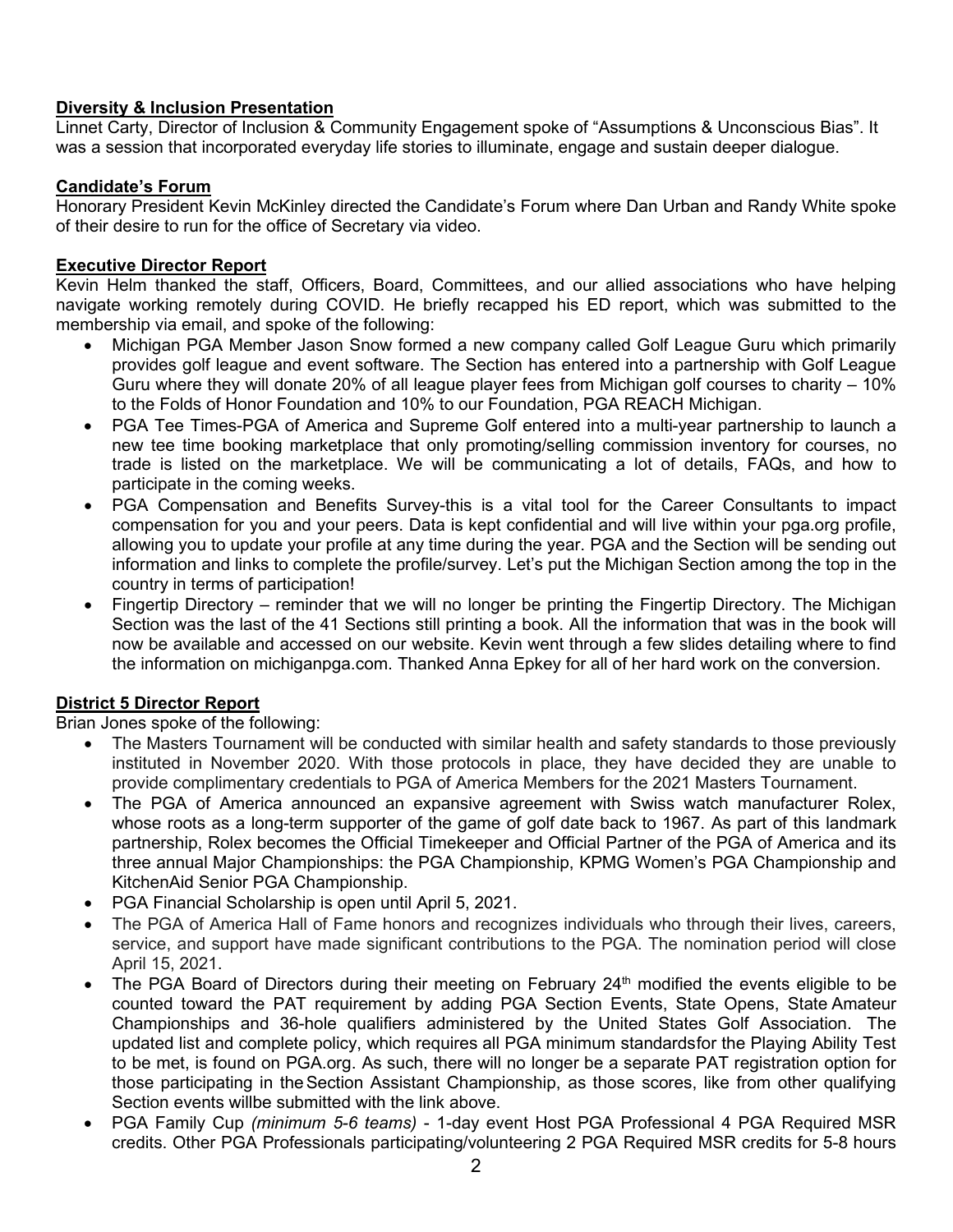## Diversity & Inclusion Presentation

Linnet Carty, Director of Inclusion & Community Engagement spoke of "Assumptions & Unconscious Bias". It was a session that incorporated everyday life stories to illuminate, engage and sustain deeper dialogue.

## Candidate's Forum

Honorary President Kevin McKinley directed the Candidate's Forum where Dan Urban and Randy White spoke of their desire to run for the office of Secretary via video.

## Executive Director Report

Kevin Helm thanked the staff, Officers, Board, Committees, and our allied associations who have helping navigate working remotely during COVID. He briefly recapped his ED report, which was submitted to the membership via email, and spoke of the following:

- Michigan PGA Member Jason Snow formed a new company called Golf League Guru which primarily provides golf league and event software. The Section has entered into a partnership with Golf League Guru where they will donate 20% of all league player fees from Michigan golf courses to charity – 10% to the Folds of Honor Foundation and 10% to our Foundation, PGA REACH Michigan.
- PGA Tee Times-PGA of America and Supreme Golf entered into a multi-year partnership to launch a new tee time booking marketplace that only promoting/selling commission inventory for courses, no trade is listed on the marketplace. We will be communicating a lot of details, FAQs, and how to participate in the coming weeks.
- PGA Compensation and Benefits Survey-this is a vital tool for the Career Consultants to impact compensation for you and your peers. Data is kept confidential and will live within your pga.org profile, allowing you to update your profile at any time during the year. PGA and the Section will be sending out information and links to complete the profile/survey. Let's put the Michigan Section among the top in the country in terms of participation!
- Fingertip Directory – reminder that we will no longer be printing the Fingertip Directory. The Michigan Section was the last of the 41 Sections still printing a book. All the information that was in the book will now be available and accessed on our website. Kevin went through a few slides detailing where to find the information on michiganpga.com. Thanked Anna Epkey for all of her hard work on the conversion.

## District 5 Director Report

Brian Jones spoke of the following:

- The Masters Tournament will be conducted with similar health and safety standards to those previously instituted in November 2020. With those protocols in place, they have decided they are unable to provide complimentary credentials to PGA of America Members for the 2021 Masters Tournament.
- The PGA of America announced an expansive agreement with Swiss watch manufacturer Rolex, whose roots as a long-term supporter of the game of golf date back to 1967. As part of this landmark partnership, Rolex becomes the Official Timekeeper and Official Partner of the PGA of America and its three annual Major Championships: the PGA Championship, KPMG Women's PGA Championship and KitchenAid Senior PGA Championship.
- PGA Financial Scholarship is open until April 5, 2021.
- The PGA of America Hall of Fame honors and recognizes individuals who through their lives, careers, service, and support have made significant contributions to the PGA. The nomination period will close April 15, 2021.
- The PGA Board of Directors during their meeting on February 24th modified the events eligible to be counted toward the PAT requirement by adding PGA Section Events, State Opens, State Amateur Championships and 36-hole qualifiers administered by the United States Golf Association. The updated list and complete policy, which requires all PGA minimum standardsfor the Playing Ability Test to be met, is found on PGA.org. As such, there will no longer be a separate PAT registration option for those participating in theSection Assistant Championship, as those scores, like from other qualifying Section events willbe submitted with the link above.
- PGA Family Cup *(minimum 5-6 teams)* - 1-day event Host PGA Professional 4 PGA Required MSR credits. Other PGA Professionals participating/volunteering 2 PGA Required MSR credits for 5-8 hours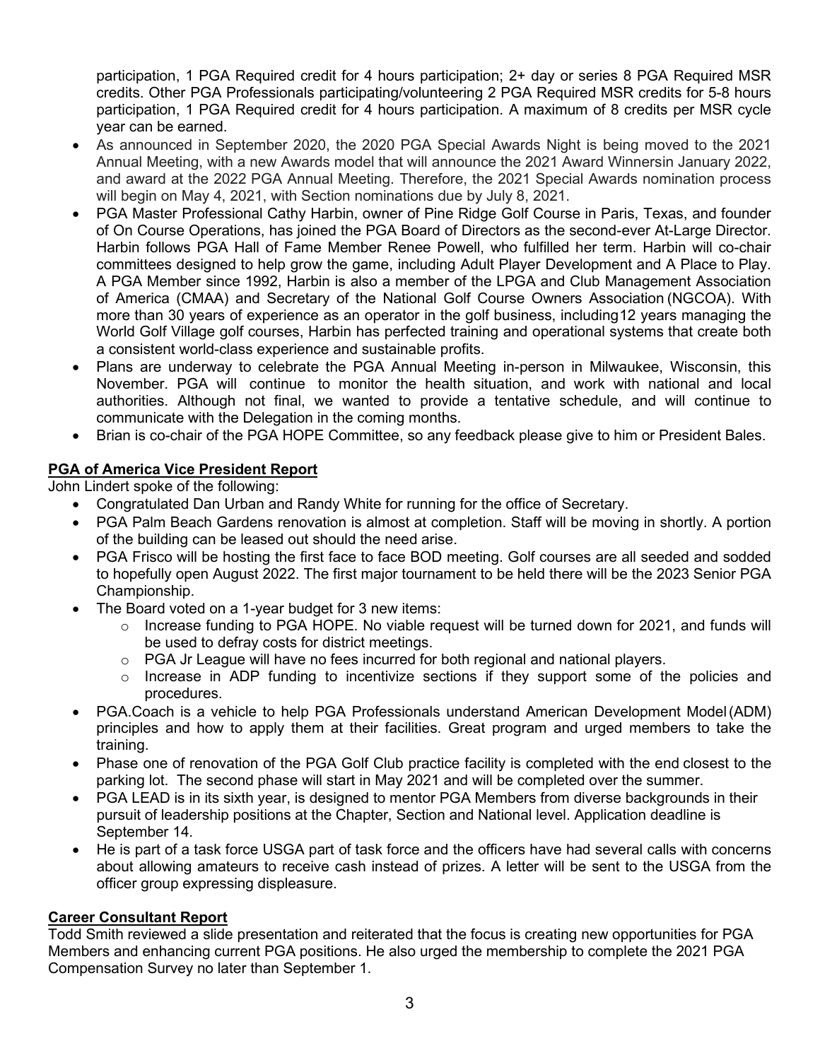participation, 1 PGA Required credit for 4 hours participation; 2+ day or series 8 PGA Required MSR credits. Other PGA Professionals participating/volunteering 2 PGA Required MSR credits for 5-8 hours participation, 1 PGA Required credit for 4 hours participation. A maximum of 8 credits per MSR cycle year can be earned.

- As announced in September 2020, the 2020 PGA Special Awards Night is being moved to the 2021 Annual Meeting, with a new Awards model that will announce the 2021 Award Winnersin January 2022, and award at the 2022 PGA Annual Meeting. Therefore, the 2021 Special Awards nomination process will begin on May 4, 2021, with Section nominations due by July 8, 2021.
- PGA Master Professional Cathy Harbin, owner of Pine Ridge Golf Course in Paris, Texas, and founder of On Course Operations, has joined the PGA Board of Directors as the second-ever At-Large Director. Harbin follows PGA Hall of Fame Member Renee Powell, who fulfilled her term. Harbin will co-chair committees designed to help grow the game, including Adult Player Development and A Place to Play. A PGA Member since 1992, Harbin is also a member of the LPGA and Club Management Association of America (CMAA) and Secretary of the National Golf Course Owners Association (NGCOA). With more than 30 years of experience as an operator in the golf business, including12 years managing the World Golf Village golf courses, Harbin has perfected training and operational systems that create both a consistent world-class experience and sustainable profits.
- Plans are underway to celebrate the PGA Annual Meeting in-person in Milwaukee, Wisconsin, this November. PGA will continue to monitor the health situation, and work with national and local authorities. Although not final, we wanted to provide a tentative schedule, and will continue to communicate with the Delegation in the coming months.
- Brian is co-chair of the PGA HOPE Committee, so any feedback please give to him or President Bales.

**PGA of America Vice President Report**

John Lindert spoke of the following:

- Congratulated Dan Urban and Randy White for running for the office of Secretary.
- PGA Palm Beach Gardens renovation is almost at completion. Staff will be moving in shortly. A portion of the building can be leased out should the need arise.
- PGA Frisco will be hosting the first face to face BOD meeting. Golf courses are all seeded and sodded to hopefully open August 2022. The first major tournament to be held there will be the 2023 Senior PGA Championship.
- The Board voted on a 1-year budget for 3 new items:
  - Increase funding to PGA HOPE. No viable request will be turned down for 2021, and funds will be used to defray costs for district meetings.
  - PGA Jr League will have no fees incurred for both regional and national players.
  - Increase in ADP funding to incentivize sections if they support some of the policies and procedures.
- PGA.Coach is a vehicle to help PGA Professionals understand American Development Model (ADM) principles and how to apply them at their facilities. Great program and urged members to take the training.
- Phase one of renovation of the PGA Golf Club practice facility is completed with the end closest to the parking lot. The second phase will start in May 2021 and will be completed over the summer.
- PGA LEAD is in its sixth year, is designed to mentor PGA Members from diverse backgrounds in their pursuit of leadership positions at the Chapter, Section and National level. Application deadline is September 14.
- He is part of a task force USGA part of task force and the officers have had several calls with concerns about allowing amateurs to receive cash instead of prizes. A letter will be sent to the USGA from the officer group expressing displeasure.

**Career Consultant Report**

Todd Smith reviewed a slide presentation and reiterated that the focus is creating new opportunities for PGA Members and enhancing current PGA positions. He also urged the membership to complete the 2021 PGA Compensation Survey no later than September 1.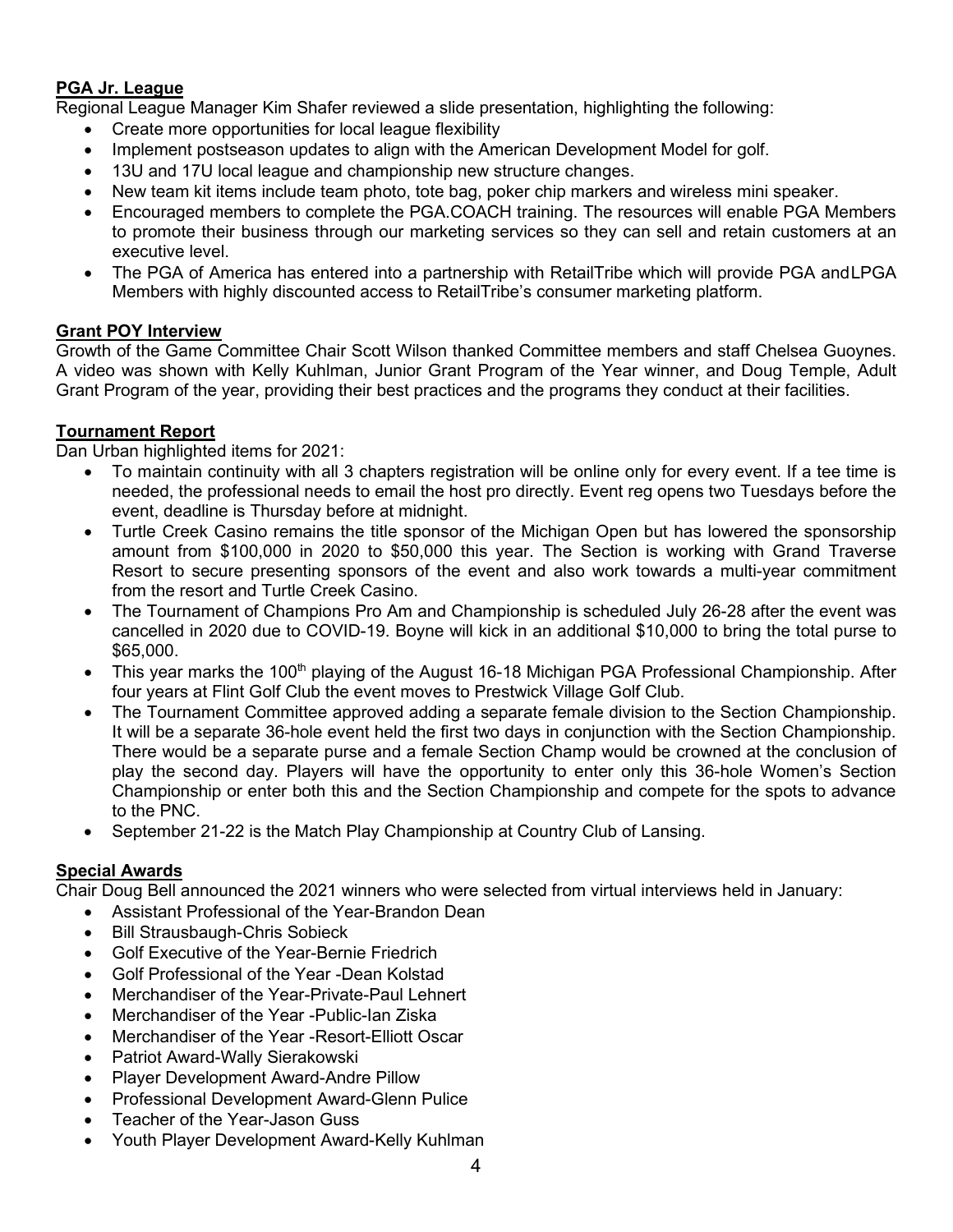**PGA Jr. League**

Regional League Manager Kim Shafer reviewed a slide presentation, highlighting the following:

- Create more opportunities for local league flexibility
- Implement postseason updates to align with the American Development Model for golf.
- 13U and 17U local league and championship new structure changes.
- New team kit items include team photo, tote bag, poker chip markers and wireless mini speaker.
- Encouraged members to complete the PGA.COACH training. The resources will enable PGA Members to promote their business through our marketing services so they can sell and retain customers at an executive level.
- The PGA of America has entered into a partnership with RetailTribe which will provide PGA andLPGA Members with highly discounted access to RetailTribe's consumer marketing platform.

**Grant POY Interview**

Growth of the Game Committee Chair Scott Wilson thanked Committee members and staff Chelsea Guoynes. A video was shown with Kelly Kuhlman, Junior Grant Program of the Year winner, and Doug Temple, Adult Grant Program of the year, providing their best practices and the programs they conduct at their facilities.

**Tournament Report**

Dan Urban highlighted items for 2021:

- To maintain continuity with all 3 chapters registration will be online only for every event. If a tee time is needed, the professional needs to email the host pro directly. Event reg opens two Tuesdays before the event, deadline is Thursday before at midnight.
- Turtle Creek Casino remains the title sponsor of the Michigan Open but has lowered the sponsorship amount from $100,000 in 2020 to $50,000 this year. The Section is working with Grand Traverse Resort to secure presenting sponsors of the event and also work towards a multi-year commitment from the resort and Turtle Creek Casino.
- The Tournament of Champions Pro Am and Championship is scheduled July 26-28 after the event was cancelled in 2020 due to COVID-19. Boyne will kick in an additional $10,000 to bring the total purse to $65,000.
- This year marks the 100th playing of the August 16-18 Michigan PGA Professional Championship. After four years at Flint Golf Club the event moves to Prestwick Village Golf Club.
- The Tournament Committee approved adding a separate female division to the Section Championship. It will be a separate 36-hole event held the first two days in conjunction with the Section Championship. There would be a separate purse and a female Section Champ would be crowned at the conclusion of play the second day. Players will have the opportunity to enter only this 36-hole Women's Section Championship or enter both this and the Section Championship and compete for the spots to advance to the PNC.
- September 21-22 is the Match Play Championship at Country Club of Lansing.

**Special Awards**

Chair Doug Bell announced the 2021 winners who were selected from virtual interviews held in January:

- Assistant Professional of the Year-Brandon Dean
- Bill Strausbaugh-Chris Sobieck
- Golf Executive of the Year-Bernie Friedrich
- Golf Professional of the Year -Dean Kolstad
- Merchandiser of the Year-Private-Paul Lehnert
- Merchandiser of the Year -Public-Ian Ziska
- Merchandiser of the Year -Resort-Elliott Oscar
- Patriot Award-Wally Sierakowski
- Player Development Award-Andre Pillow
- Professional Development Award-Glenn Pulice
- Teacher of the Year-Jason Guss
- Youth Player Development Award-Kelly Kuhlman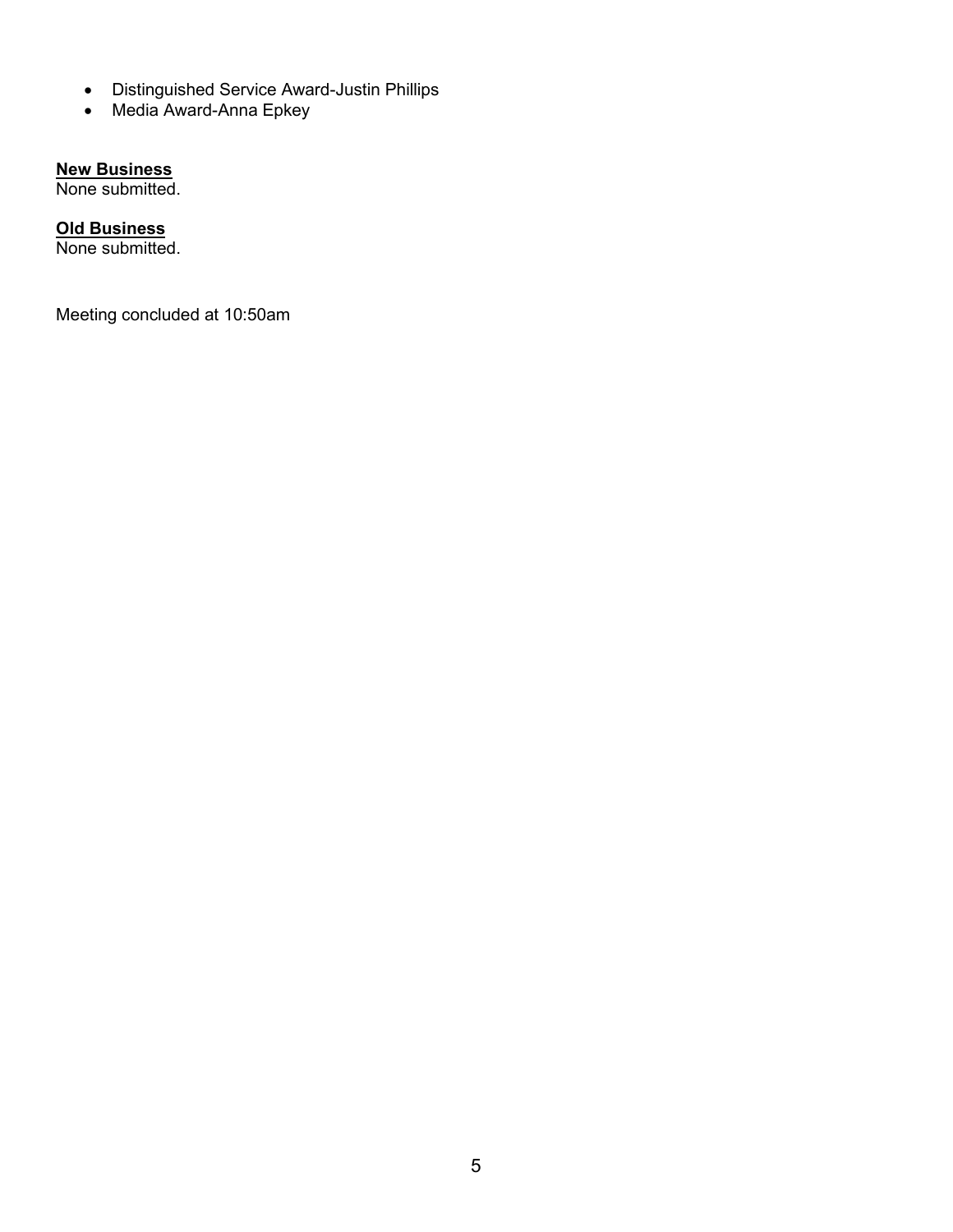- Distinguished Service Award-Justin Phillips
- Media Award-Anna Epkey

**New Business**
None submitted.

**Old Business**
None submitted.

Meeting concluded at 10:50am